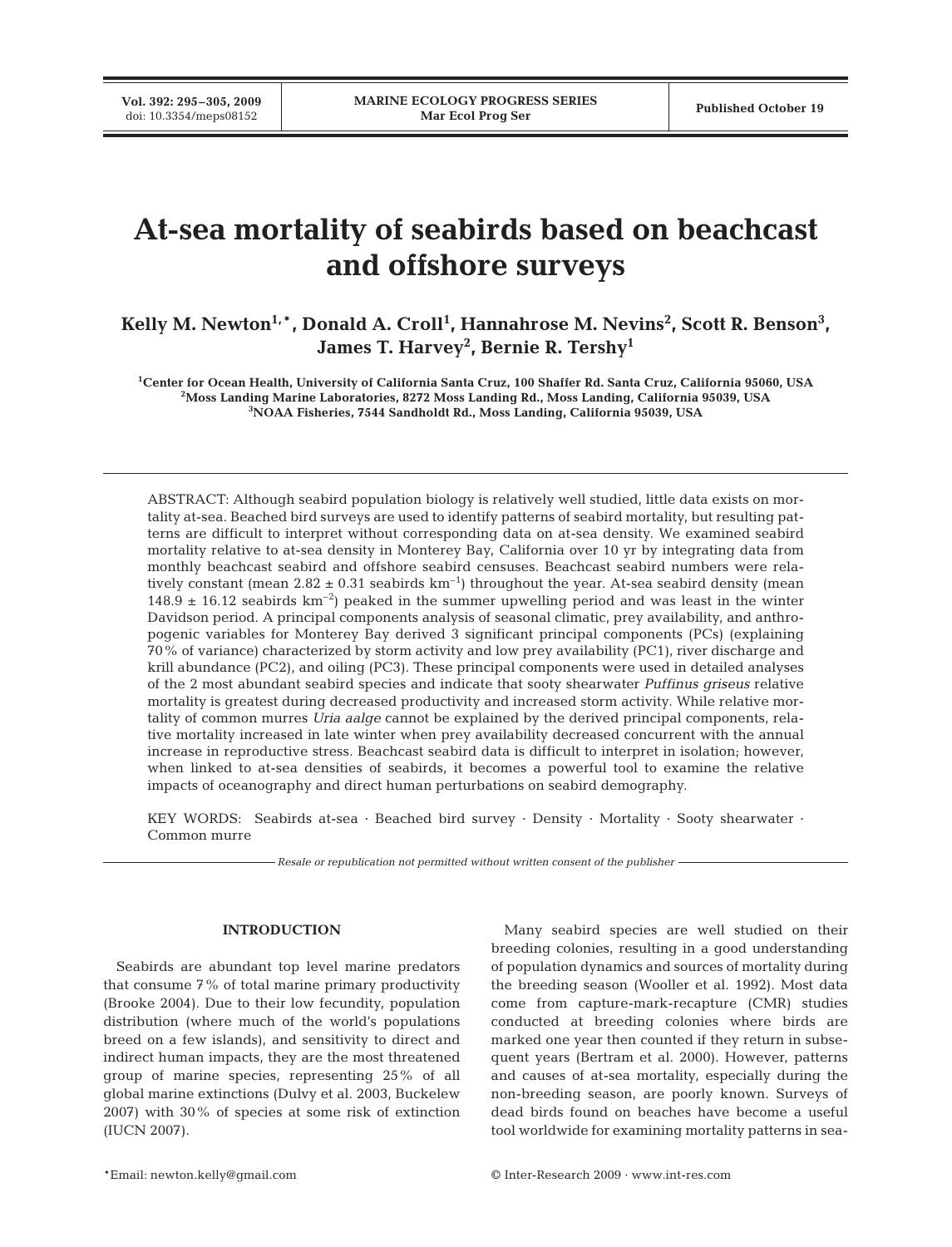# At-sea mortality of seabirds based on beachcast and offshore surveys

**Kelly M. Newton[1,*], Donald A. Croll[1], Hannahrose M. Nevins[2], Scott R. Benson[3], James T. Harvey[2], Bernie R. Tershy[1]**

[1]Center for Ocean Health, University of California Santa Cruz, 100 Shaffer Rd. Santa Cruz, California 95060, USA
[2]Moss Landing Marine Laboratories, 8272 Moss Landing Rd., Moss Landing, California 95039, USA
[3]NOAA Fisheries, 7544 Sandholdt Rd., Moss Landing, California 95039, USA

ABSTRACT: Although seabird population biology is relatively well studied, little data exists on mortality at-sea. Beached bird surveys are used to identify patterns of seabird mortality, but resulting patterns are difficult to interpret without corresponding data on at-sea density. We examined seabird mortality relative to at-sea density in Monterey Bay, California over 10 yr by integrating data from monthly beachcast seabird and offshore seabird censuses. Beachcast seabird numbers were relatively constant (mean 2.82 ± 0.31 seabirds $km^{-1}$) throughout the year. At-sea seabird density (mean 148.9 ± 16.12 seabirds $km^{-2}$) peaked in the summer upwelling period and was least in the winter Davidson period. A principal components analysis of seasonal climatic, prey availability, and anthropogenic variables for Monterey Bay derived 3 significant principal components (PCs) (explaining 70% of variance) characterized by storm activity and low prey availability (PC1), river discharge and krill abundance (PC2), and oiling (PC3). These principal components were used in detailed analyses of the 2 most abundant seabird species and indicate that sooty shearwater *Puffinus griseus* relative mortality is greatest during decreased productivity and increased storm activity. While relative mortality of common murres *Uria aalge* cannot be explained by the derived principal components, relative mortality increased in late winter when prey availability decreased concurrent with the annual increase in reproductive stress. Beachcast seabird data is difficult to interpret in isolation; however, when linked to at-sea densities of seabirds, it becomes a powerful tool to examine the relative impacts of oceanography and direct human perturbations on seabird demography.

KEY WORDS: Seabirds at-sea · Beached bird survey · Density · Mortality · Sooty shearwater · Common murre

*Resale or republication not permitted without written consent of the publisher*

## INTRODUCTION

Seabirds are abundant top level marine predators that consume 7% of total marine primary productivity (Brooke 2004). Due to their low fecundity, population distribution (where much of the world's populations breed on a few islands), and sensitivity to direct and indirect human impacts, they are the most threatened group of marine species, representing 25% of all global marine extinctions (Dulvy et al. 2003, Buckelew 2007) with 30% of species at some risk of extinction (IUCN 2007).

Many seabird species are well studied on their breeding colonies, resulting in a good understanding of population dynamics and sources of mortality during the breeding season (Wooller et al. 1992). Most data come from capture-mark-recapture (CMR) studies conducted at breeding colonies where birds are marked one year then counted if they return in subsequent years (Bertram et al. 2000). However, patterns and causes of at-sea mortality, especially during the non-breeding season, are poorly known. Surveys of dead birds found on beaches have become a useful tool worldwide for examining mortality patterns in sea-

*Email: newton.kelly@gmail.com

© Inter-Research 2009 · www.int-res.com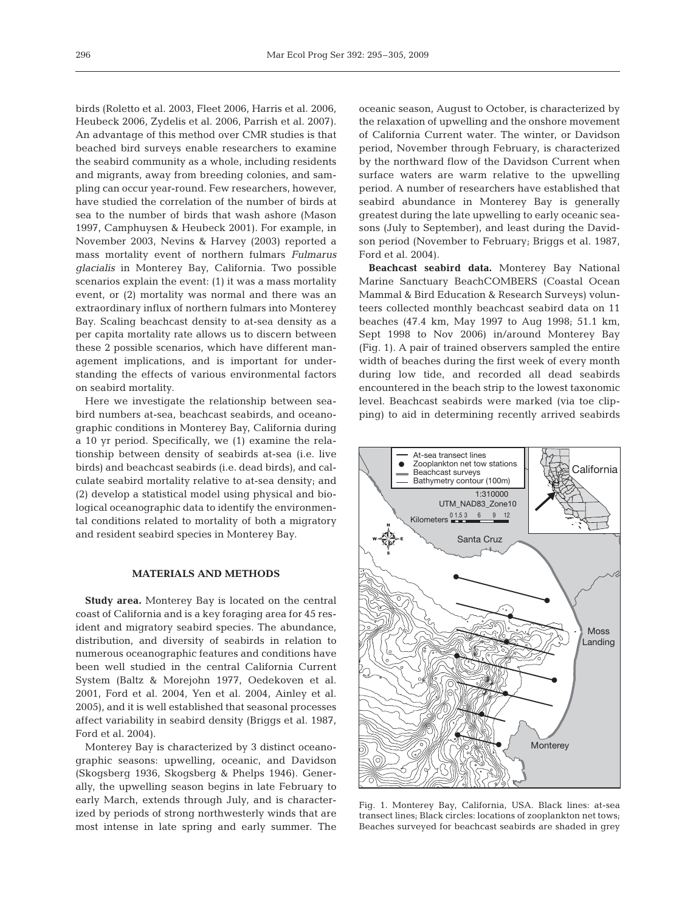birds (Roletto et al. 2003, Fleet 2006, Harris et al. 2006, Heubeck 2006, Zydelis et al. 2006, Parrish et al. 2007). An advantage of this method over CMR studies is that beached bird surveys enable researchers to examine the seabird community as a whole, including residents and migrants, away from breeding colonies, and sampling can occur year-round. Few researchers, however, have studied the correlation of the number of birds at sea to the number of birds that wash ashore (Mason 1997, Camphuysen & Heubeck 2001). For example, in November 2003, Nevins & Harvey (2003) reported a mass mortality event of northern fulmars *Fulmarus glacialis* in Monterey Bay, California. Two possible scenarios explain the event: (1) it was a mass mortality event, or (2) mortality was normal and there was an extraordinary influx of northern fulmars into Monterey Bay. Scaling beachcast density to at-sea density as a per capita mortality rate allows us to discern between these 2 possible scenarios, which have different management implications, and is important for understanding the effects of various environmental factors on seabird mortality.

Here we investigate the relationship between seabird numbers at-sea, beachcast seabirds, and oceanographic conditions in Monterey Bay, California during a 10 yr period. Specifically, we (1) examine the relationship between density of seabirds at-sea (i.e. live birds) and beachcast seabirds (i.e. dead birds), and calculate seabird mortality relative to at-sea density; and (2) develop a statistical model using physical and biological oceanographic data to identify the environmental conditions related to mortality of both a migratory and resident seabird species in Monterey Bay.

## MATERIALS AND METHODS

**Study area.** Monterey Bay is located on the central coast of California and is a key foraging area for 45 resident and migratory seabird species. The abundance, distribution, and diversity of seabirds in relation to numerous oceanographic features and conditions have been well studied in the central California Current System (Baltz & Morejohn 1977, Oedekoven et al. 2001, Ford et al. 2004, Yen et al. 2004, Ainley et al. 2005), and it is well established that seasonal processes affect variability in seabird density (Briggs et al. 1987, Ford et al. 2004).

Monterey Bay is characterized by 3 distinct oceanographic seasons: upwelling, oceanic, and Davidson (Skogsberg 1936, Skogsberg & Phelps 1946). Generally, the upwelling season begins in late February to early March, extends through July, and is characterized by periods of strong northwesterly winds that are most intense in late spring and early summer. The oceanic season, August to October, is characterized by the relaxation of upwelling and the onshore movement of California Current water. The winter, or Davidson period, November through February, is characterized by the northward flow of the Davidson Current when surface waters are warm relative to the upwelling period. A number of researchers have established that seabird abundance in Monterey Bay is generally greatest during the late upwelling to early oceanic seasons (July to September), and least during the Davidson period (November to February; Briggs et al. 1987, Ford et al. 2004).

**Beachcast seabird data.** Monterey Bay National Marine Sanctuary BeachCOMBERS (Coastal Ocean Mammal & Bird Education & Research Surveys) volunteers collected monthly beachcast seabird data on 11 beaches (47.4 km, May 1997 to Aug 1998; 51.1 km, Sept 1998 to Nov 2006) in/around Monterey Bay (Fig. 1). A pair of trained observers sampled the entire width of beaches during the first week of every month during low tide, and recorded all dead seabirds encountered in the beach strip to the lowest taxonomic level. Beachcast seabirds were marked (via toe clipping) to aid in determining recently arrived seabirds

Fig. 1. Monterey Bay, California, USA. Black lines: at-sea transect lines; Black circles: locations of zooplankton net tows; Beaches surveyed for beachcast seabirds are shaded in grey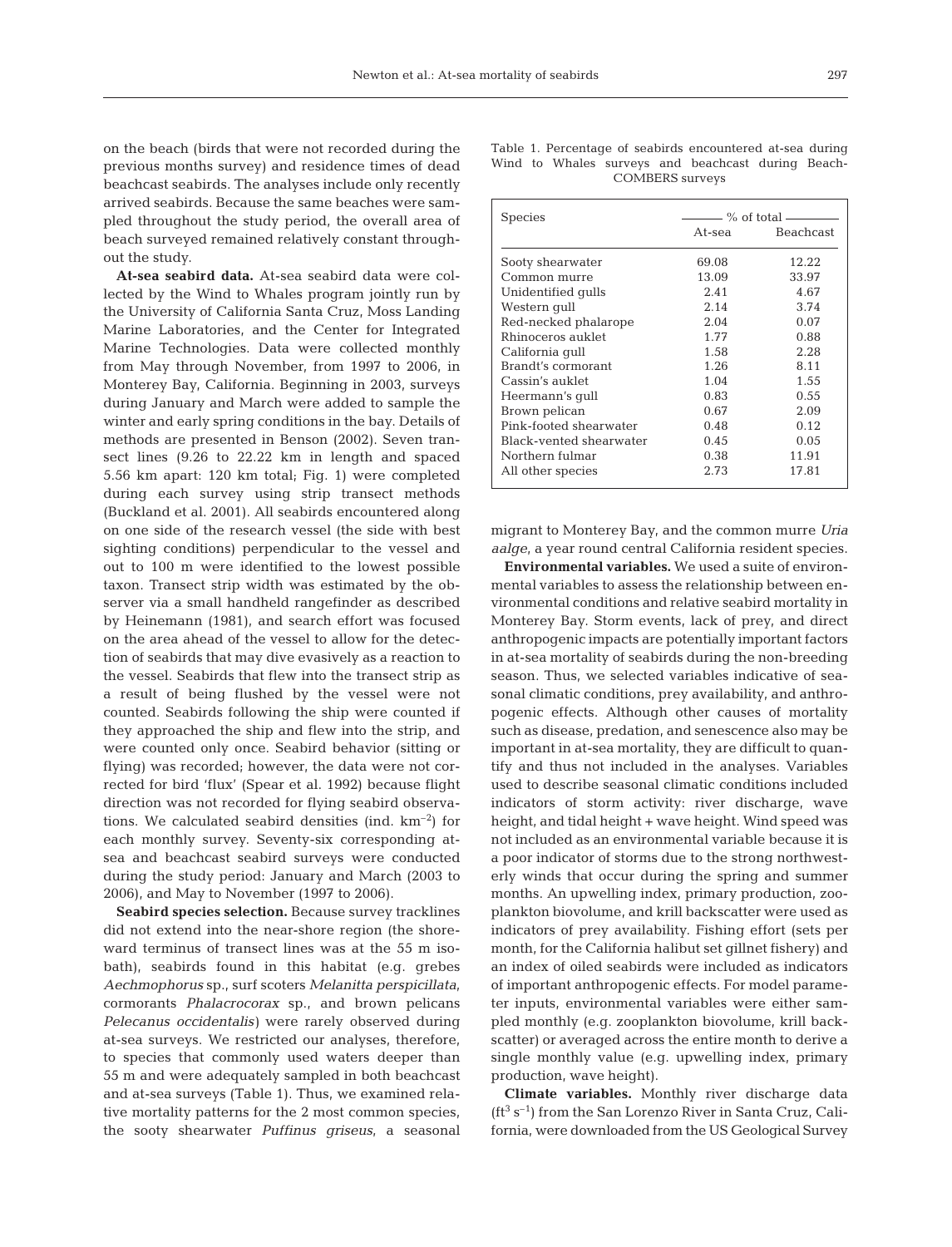on the beach (birds that were not recorded during the previous months survey) and residence times of dead beachcast seabirds. The analyses include only recently arrived seabirds. Because the same beaches were sampled throughout the study period, the overall area of beach surveyed remained relatively constant throughout the study.

**At-sea seabird data.** At-sea seabird data were collected by the Wind to Whales program jointly run by the University of California Santa Cruz, Moss Landing Marine Laboratories, and the Center for Integrated Marine Technologies. Data were collected monthly from May through November, from 1997 to 2006, in Monterey Bay, California. Beginning in 2003, surveys during January and March were added to sample the winter and early spring conditions in the bay. Details of methods are presented in Benson (2002). Seven transect lines (9.26 to 22.22 km in length and spaced 5.56 km apart: 120 km total; Fig. 1) were completed during each survey using strip transect methods (Buckland et al. 2001). All seabirds encountered along on one side of the research vessel (the side with best sighting conditions) perpendicular to the vessel and out to 100 m were identified to the lowest possible taxon. Transect strip width was estimated by the observer via a small handheld rangefinder as described by Heinemann (1981), and search effort was focused on the area ahead of the vessel to allow for the detection of seabirds that may dive evasively as a reaction to the vessel. Seabirds that flew into the transect strip as a result of being flushed by the vessel were not counted. Seabirds following the ship were counted if they approached the ship and flew into the strip, and were counted only once. Seabird behavior (sitting or flying) was recorded; however, the data were not corrected for bird 'flux' (Spear et al. 1992) because flight direction was not recorded for flying seabird observations. We calculated seabird densities (ind. $km^{-2}$) for each monthly survey. Seventy-six corresponding at-sea and beachcast seabird surveys were conducted during the study period: January and March (2003 to 2006), and May to November (1997 to 2006).

**Seabird species selection.** Because survey tracklines did not extend into the near-shore region (the shoreward terminus of transect lines was at the 55 m isobath), seabirds found in this habitat (e.g. grebes *Aechmophorus* sp., surf scoters *Melanitta perspicillata*, cormorants *Phalacrocorax* sp., and brown pelicans *Pelecanus occidentalis*) were rarely observed during at-sea surveys. We restricted our analyses, therefore, to species that commonly used waters deeper than 55 m and were adequately sampled in both beachcast and at-sea surveys (Table 1). Thus, we examined relative mortality patterns for the 2 most common species, the sooty shearwater *Puffinus griseus*, a seasonal migrant to Monterey Bay, and the common murre *Uria aalge*, a year round central California resident species.

Table 1. Percentage of seabirds encountered at-sea during Wind to Whales surveys and beachcast during Beach-COMBERS surveys

| Species | % of total | |
|---|---|---|
| | At-sea | Beachcast |
| Sooty shearwater | 69.08 | 12.22 |
| Common murre | 13.09 | 33.97 |
| Unidentified gulls | 2.41 | 4.67 |
| Western gull | 2.14 | 3.74 |
| Red-necked phalarope | 2.04 | 0.07 |
| Rhinoceros auklet | 1.77 | 0.88 |
| California gull | 1.58 | 2.28 |
| Brandt's cormorant | 1.26 | 8.11 |
| Cassin's auklet | 1.04 | 1.55 |
| Heermann's gull | 0.83 | 0.55 |
| Brown pelican | 0.67 | 2.09 |
| Pink-footed shearwater | 0.48 | 0.12 |
| Black-vented shearwater | 0.45 | 0.05 |
| Northern fulmar | 0.38 | 11.91 |
| All other species | 2.73 | 17.81 |

**Environmental variables.** We used a suite of environmental variables to assess the relationship between environmental conditions and relative seabird mortality in Monterey Bay. Storm events, lack of prey, and direct anthropogenic impacts are potentially important factors in at-sea mortality of seabirds during the non-breeding season. Thus, we selected variables indicative of seasonal climatic conditions, prey availability, and anthropogenic effects. Although other causes of mortality such as disease, predation, and senescence also may be important in at-sea mortality, they are difficult to quantify and thus not included in the analyses. Variables used to describe seasonal climatic conditions included indicators of storm activity: river discharge, wave height, and tidal height + wave height. Wind speed was not included as an environmental variable because it is a poor indicator of storms due to the strong northwesterly winds that occur during the spring and summer months. An upwelling index, primary production, zooplankton biovolume, and krill backscatter were used as indicators of prey availability. Fishing effort (sets per month, for the California halibut set gillnet fishery) and an index of oiled seabirds were included as indicators of important anthropogenic effects. For model parameter inputs, environmental variables were either sampled monthly (e.g. zooplankton biovolume, krill backscatter) or averaged across the entire month to derive a single monthly value (e.g. upwelling index, primary production, wave height).

**Climate variables.** Monthly river discharge data ($ft^3$ $s^{-1}$) from the San Lorenzo River in Santa Cruz, California, were downloaded from the US Geological Survey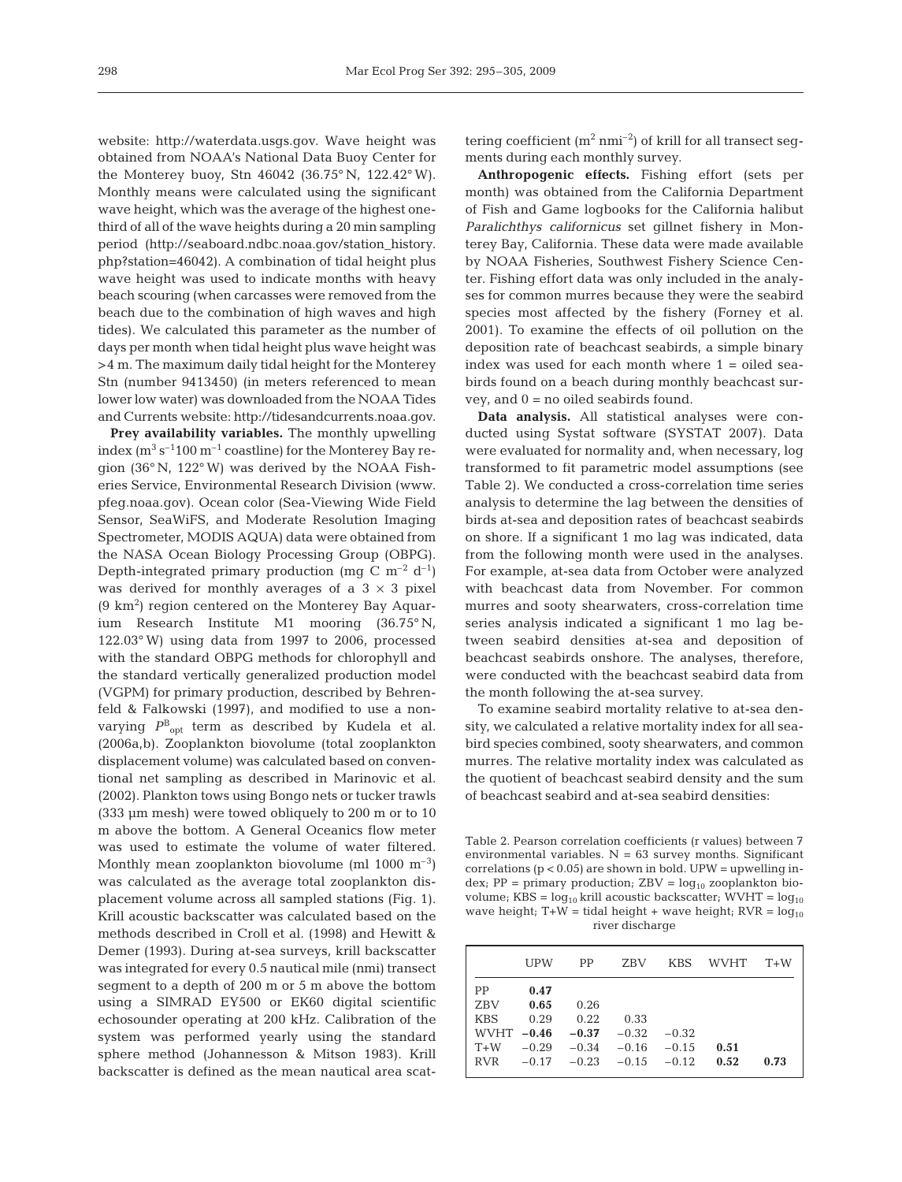website: http://waterdata.usgs.gov. Wave height was obtained from NOAA's National Data Buoy Center for the Monterey buoy, Stn 46042 (36.75° N, 122.42° W). Monthly means were calculated using the significant wave height, which was the average of the highest one-third of all of the wave heights during a 20 min sampling period (http://seaboard.ndbc.noaa.gov/station_history.php?station=46042). A combination of tidal height plus wave height was used to indicate months with heavy beach scouring (when carcasses were removed from the beach due to the combination of high waves and high tides). We calculated this parameter as the number of days per month when tidal height plus wave height was >4 m. The maximum daily tidal height for the Monterey Stn (number 9413450) (in meters referenced to mean lower low water) was downloaded from the NOAA Tides and Currents website: http://tidesandcurrents.noaa.gov.

**Prey availability variables.** The monthly upwelling index ($m^3\ s^{-1} 100\ m^{-1}$ coastline) for the Monterey Bay region (36° N, 122° W) was derived by the NOAA Fisheries Service, Environmental Research Division (www.pfeg.noaa.gov). Ocean color (Sea-Viewing Wide Field Sensor, SeaWiFS, and Moderate Resolution Imaging Spectrometer, MODIS AQUA) data were obtained from the NASA Ocean Biology Processing Group (OBPG). Depth-integrated primary production (mg C $m^{-2}\ d^{-1}$) was derived for monthly averages of a $3 \times 3$ pixel (9 $km^2$) region centered on the Monterey Bay Aquarium Research Institute M1 mooring (36.75° N, 122.03° W) using data from 1997 to 2006, processed with the standard OBPG methods for chlorophyll and the standard vertically generalized production model (VGPM) for primary production, described by Behrenfeld & Falkowski (1997), and modified to use a non-varying $P^{B}_{opt}$ term as described by Kudela et al. (2006a,b). Zooplankton biovolume (total zooplankton displacement volume) was calculated based on conventional net sampling as described in Marinovic et al. (2002). Plankton tows using Bongo nets or tucker trawls (333 µm mesh) were towed obliquely to 200 m or to 10 m above the bottom. A General Oceanics flow meter was used to estimate the volume of water filtered. Monthly mean zooplankton biovolume (ml 1000 $m^{-3}$) was calculated as the average total zooplankton displacement volume across all sampled stations (Fig. 1). Krill acoustic backscatter was calculated based on the methods described in Croll et al. (1998) and Hewitt & Demer (1993). During at-sea surveys, krill backscatter was integrated for every 0.5 nautical mile (nmi) transect segment to a depth of 200 m or 5 m above the bottom using a SIMRAD EY500 or EK60 digital scientific echosounder operating at 200 kHz. Calibration of the system was performed yearly using the standard sphere method (Johannesson & Mitson 1983). Krill backscatter is defined as the mean nautical area scattering coefficient ($m^2\ nmi^{-2}$) of krill for all transect segments during each monthly survey.

**Anthropogenic effects.** Fishing effort (sets per month) was obtained from the California Department of Fish and Game logbooks for the California halibut *Paralichthys californicus* set gillnet fishery in Monterey Bay, California. These data were made available by NOAA Fisheries, Southwest Fishery Science Center. Fishing effort data was only included in the analyses for common murres because they were the seabird species most affected by the fishery (Forney et al. 2001). To examine the effects of oil pollution on the deposition rate of beachcast seabirds, a simple binary index was used for each month where 1 = oiled seabirds found on a beach during monthly beachcast survey, and 0 = no oiled seabirds found.

**Data analysis.** All statistical analyses were conducted using Systat software (SYSTAT 2007). Data were evaluated for normality and, when necessary, log transformed to fit parametric model assumptions (see Table 2). We conducted a cross-correlation time series analysis to determine the lag between the densities of birds at-sea and deposition rates of beachcast seabirds on shore. If a significant 1 mo lag was indicated, data from the following month were used in the analyses. For example, at-sea data from October were analyzed with beachcast data from November. For common murres and sooty shearwaters, cross-correlation time series analysis indicated a significant 1 mo lag between seabird densities at-sea and deposition of beachcast seabirds onshore. The analyses, therefore, were conducted with the beachcast seabird data from the month following the at-sea survey.

To examine seabird mortality relative to at-sea density, we calculated a relative mortality index for all seabird species combined, sooty shearwaters, and common murres. The relative mortality index was calculated as the quotient of beachcast seabird density and the sum of beachcast seabird and at-sea seabird densities:

Table 2. Pearson correlation coefficients (r values) between 7 environmental variables. N = 63 survey months. Significant correlations ($p < 0.05$) are shown in bold. UPW = upwelling index; PP = primary production; ZBV = $\log_{10}$ zooplankton biovolume; KBS = $\log_{10}$ krill acoustic backscatter; WVHT = $\log_{10}$ wave height; T+W = tidal height + wave height; RVR = $\log_{10}$ river discharge

| | UPW | PP | ZBV | KBS | WVHT | T+W |
|---|---|---|---|---|---|---|
| PP | **0.47** | | | | | |
| ZBV | **0.65** | 0.26 | | | | |
| KBS | 0.29 | 0.22 | 0.33 | | | |
| WVHT | **−0.46** | **−0.37** | −0.32 | −0.32 | | |
| T+W | −0.29 | −0.34 | −0.16 | −0.15 | **0.51** | |
| RVR | −0.17 | −0.23 | −0.15 | −0.12 | **0.52** | **0.73** |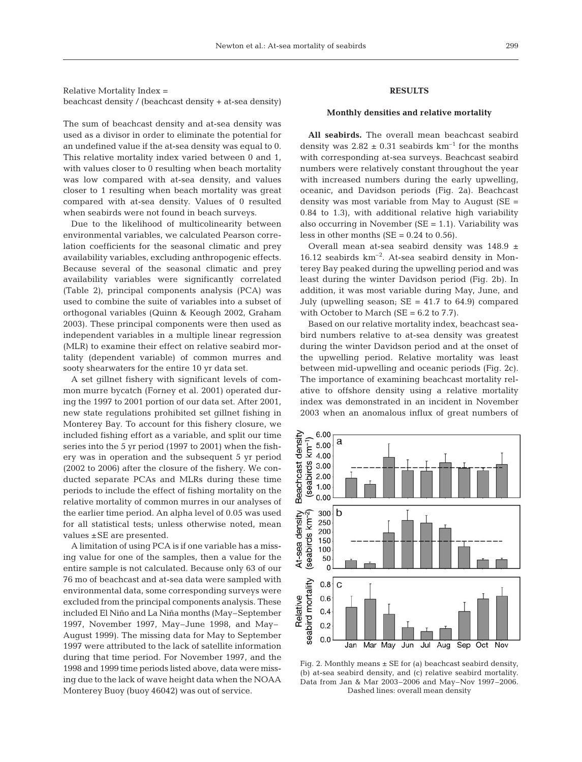Relative Mortality Index =
beachcast density / (beachcast density + at-sea density)

The sum of beachcast density and at-sea density was used as a divisor in order to eliminate the potential for an undefined value if the at-sea density was equal to 0. This relative mortality index varied between 0 and 1, with values closer to 0 resulting when beach mortality was low compared with at-sea density, and values closer to 1 resulting when beach mortality was great compared with at-sea density. Values of 0 resulted when seabirds were not found in beach surveys.

Due to the likelihood of multicolinearity between environmental variables, we calculated Pearson correlation coefficients for the seasonal climatic and prey availability variables, excluding anthropogenic effects. Because several of the seasonal climatic and prey availability variables were significantly correlated (Table 2), principal components analysis (PCA) was used to combine the suite of variables into a subset of orthogonal variables (Quinn & Keough 2002, Graham 2003). These principal components were then used as independent variables in a multiple linear regression (MLR) to examine their effect on relative seabird mortality (dependent variable) of common murres and sooty shearwaters for the entire 10 yr data set.

A set gillnet fishery with significant levels of common murre bycatch (Forney et al. 2001) operated during the 1997 to 2001 portion of our data set. After 2001, new state regulations prohibited set gillnet fishing in Monterey Bay. To account for this fishery closure, we included fishing effort as a variable, and split our time series into the 5 yr period (1997 to 2001) when the fishery was in operation and the subsequent 5 yr period (2002 to 2006) after the closure of the fishery. We conducted separate PCAs and MLRs during these time periods to include the effect of fishing mortality on the relative mortality of common murres in our analyses of the earlier time period. An alpha level of 0.05 was used for all statistical tests; unless otherwise noted, mean values ±SE are presented.

A limitation of using PCA is if one variable has a missing value for one of the samples, then a value for the entire sample is not calculated. Because only 63 of our 76 mo of beachcast and at-sea data were sampled with environmental data, some corresponding surveys were excluded from the principal components analysis. These included El Niño and La Niña months (May–September 1997, November 1997, May–June 1998, and May–August 1999). The missing data for May to September 1997 were attributed to the lack of satellite information during that time period. For November 1997, and the 1998 and 1999 time periods listed above, data were missing due to the lack of wave height data when the NOAA Monterey Buoy (buoy 46042) was out of service.

## RESULTS

### Monthly densities and relative mortality

**All seabirds.** The overall mean beachcast seabird density was $2.82 \pm 0.31$ seabirds km$^{-1}$ for the months with corresponding at-sea surveys. Beachcast seabird numbers were relatively constant throughout the year with increased numbers during the early upwelling, oceanic, and Davidson periods (Fig. 2a). Beachcast density was most variable from May to August (SE = 0.84 to 1.3), with additional relative high variability also occurring in November (SE = 1.1). Variability was less in other months (SE = 0.24 to 0.56).

Overall mean at-sea seabird density was $148.9 \pm 16.12$ seabirds km$^{-2}$. At-sea seabird density in Monterey Bay peaked during the upwelling period and was least during the winter Davidson period (Fig. 2b). In addition, it was most variable during May, June, and July (upwelling season; SE = 41.7 to 64.9) compared with October to March (SE = 6.2 to 7.7).

Based on our relative mortality index, beachcast seabird numbers relative to at-sea density was greatest during the winter Davidson period and at the onset of the upwelling period. Relative mortality was least between mid-upwelling and oceanic periods (Fig. 2c). The importance of examining beachcast mortality relative to offshore density using a relative mortality index was demonstrated in an incident in November 2003 when an anomalous influx of great numbers of

Fig. 2. Monthly means ± SE for (a) beachcast seabird density, (b) at-sea seabird density, and (c) relative seabird mortality. Data from Jan & Mar 2003–2006 and May–Nov 1997–2006. Dashed lines: overall mean density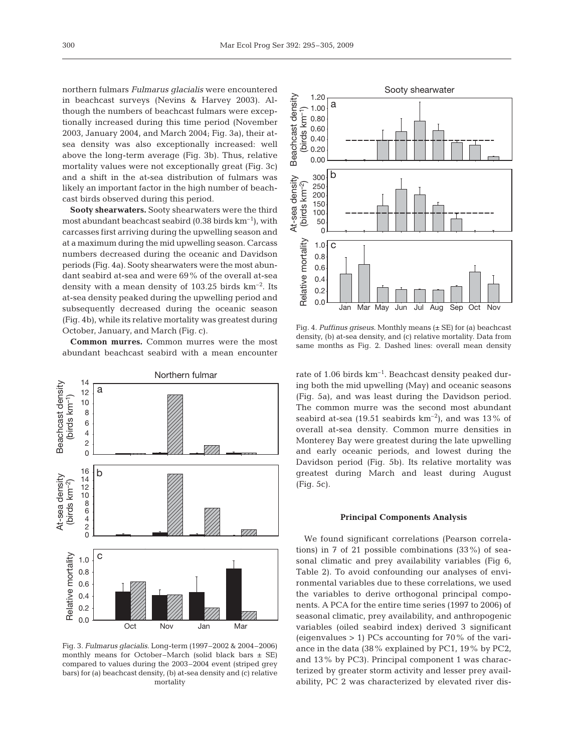northern fulmars *Fulmarus glacialis* were encountered in beachcast surveys (Nevins & Harvey 2003). Although the numbers of beachcast fulmars were exceptionally increased during this time period (November 2003, January 2004, and March 2004; Fig. 3a), their at-sea density was also exceptionally increased: well above the long-term average (Fig. 3b). Thus, relative mortality values were not exceptionally great (Fig. 3c) and a shift in the at-sea distribution of fulmars was likely an important factor in the high number of beachcast birds observed during this period.

**Sooty shearwaters.** Sooty shearwaters were the third most abundant beachcast seabird (0.38 birds $km^{-1}$), with carcasses first arriving during the upwelling season and at a maximum during the mid upwelling season. Carcass numbers decreased during the oceanic and Davidson periods (Fig. 4a). Sooty shearwaters were the most abundant seabird at-sea and were 69% of the overall at-sea density with a mean density of 103.25 birds $km^{-2}$. Its at-sea density peaked during the upwelling period and subsequently decreased during the oceanic season (Fig. 4b), while its relative mortality was greatest during October, January, and March (Fig. c).

**Common murres.** Common murres were the most abundant beachcast seabird with a mean encounter rate of 1.06 birds $km^{-1}$. Beachcast density peaked during both the mid upwelling (May) and oceanic seasons (Fig. 5a), and was least during the Davidson period. The common murre was the second most abundant seabird at-sea (19.51 seabirds $km^{-2}$), and was 13% of overall at-sea density. Common murre densities in Monterey Bay were greatest during the late upwelling and early oceanic periods, and lowest during the Davidson period (Fig. 5b). Its relative mortality was greatest during March and least during August (Fig. 5c).

Fig. 3. *Fulmarus glacialis*. Long-term (1997–2002 & 2004–2006) monthly means for October–March (solid black bars ± SE) compared to values during the 2003–2004 event (striped grey bars) for (a) beachcast density, (b) at-sea density and (c) relative mortality

Fig. 4. *Puffinus griseus*. Monthly means (± SE) for (a) beachcast density, (b) at-sea density, and (c) relative mortality. Data from same months as Fig. 2. Dashed lines: overall mean density

### Principal Components Analysis

We found significant correlations (Pearson correlations) in 7 of 21 possible combinations (33%) of seasonal climatic and prey availability variables (Fig 6, Table 2). To avoid confounding our analyses of environmental variables due to these correlations, we used the variables to derive orthogonal principal components. A PCA for the entire time series (1997 to 2006) of seasonal climatic, prey availability, and anthropogenic variables (oiled seabird index) derived 3 significant (eigenvalues > 1) PCs accounting for 70% of the variance in the data (38% explained by PC1, 19% by PC2, and 13% by PC3). Principal component 1 was characterized by greater storm activity and lesser prey availability, PC 2 was characterized by elevated river dis-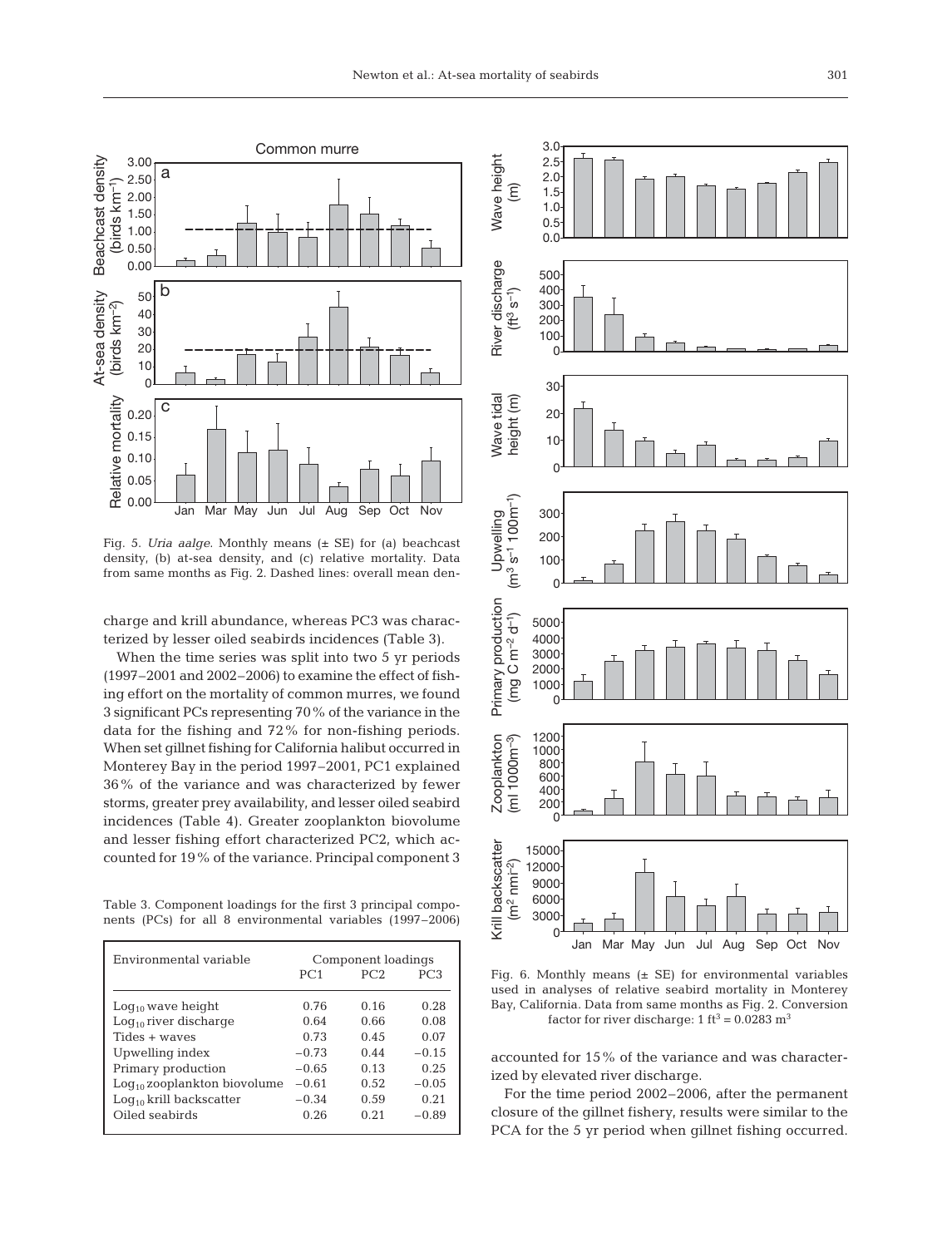Fig. 5. *Uria aalge*. Monthly means (± SE) for (a) beachcast density, (b) at-sea density, and (c) relative mortality. Data from same months as Fig. 2. Dashed lines: overall mean den-

charge and krill abundance, whereas PC3 was characterized by lesser oiled seabirds incidences (Table 3).

When the time series was split into two 5 yr periods (1997–2001 and 2002–2006) to examine the effect of fishing effort on the mortality of common murres, we found 3 significant PCs representing 70% of the variance in the data for the fishing and 72% for non-fishing periods. When set gillnet fishing for California halibut occurred in Monterey Bay in the period 1997–2001, PC1 explained 36% of the variance and was characterized by fewer storms, greater prey availability, and lesser oiled seabird incidences (Table 4). Greater zooplankton biovolume and lesser fishing effort characterized PC2, which accounted for 19% of the variance. Principal component 3

Table 3. Component loadings for the first 3 principal components (PCs) for all 8 environmental variables (1997–2006)

| Environmental variable | Component loadings PC1 | PC2 | PC3 |
|---|---|---|---|
| $Log_{10}$ wave height | 0.76 | 0.16 | 0.28 |
| $Log_{10}$ river discharge | 0.64 | 0.66 | 0.08 |
| Tides + waves | 0.73 | 0.45 | 0.07 |
| Upwelling index | −0.73 | 0.44 | −0.15 |
| Primary production | −0.65 | 0.13 | 0.25 |
| $Log_{10}$ zooplankton biovolume | −0.61 | 0.52 | −0.05 |
| $Log_{10}$ krill backscatter | −0.34 | 0.59 | 0.21 |
| Oiled seabirds | 0.26 | 0.21 | −0.89 |

Fig. 6. Monthly means (± SE) for environmental variables used in analyses of relative seabird mortality in Monterey Bay, California. Data from same months as Fig. 2. Conversion factor for river discharge: 1 $ft^3$ = 0.0283 $m^3$

accounted for 15% of the variance and was characterized by elevated river discharge.

For the time period 2002–2006, after the permanent closure of the gillnet fishery, results were similar to the PCA for the 5 yr period when gillnet fishing occurred.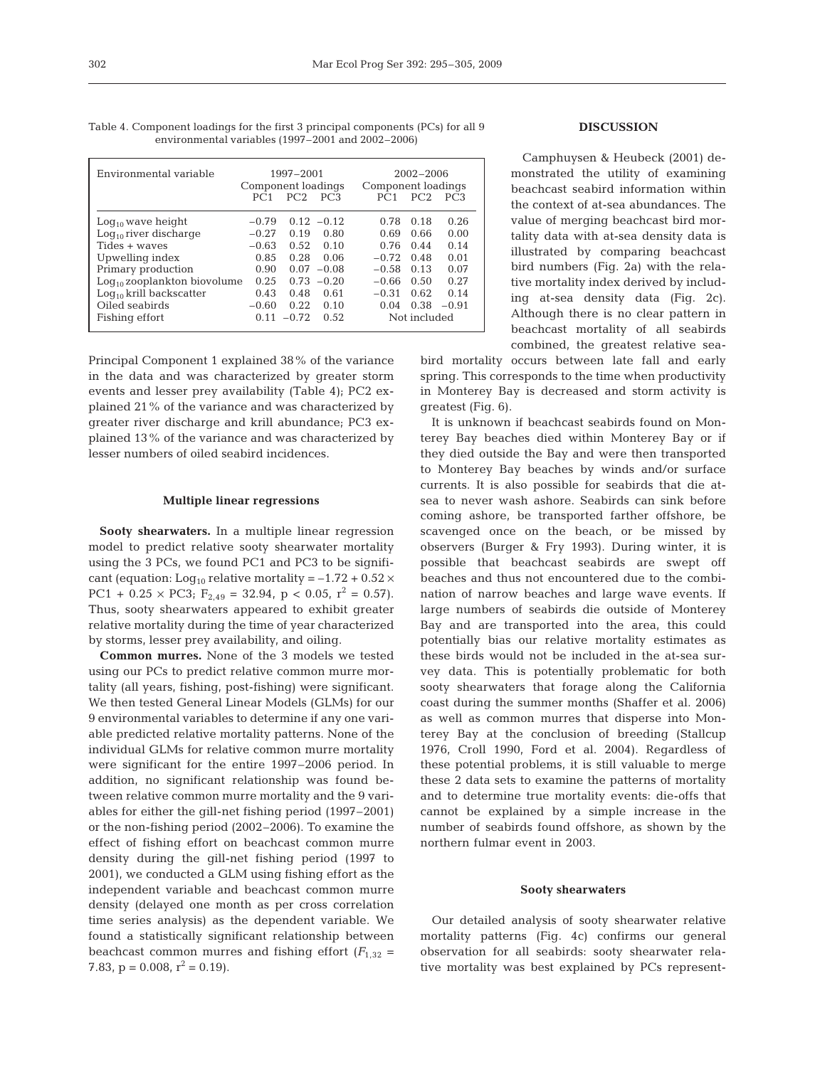Table 4. Component loadings for the first 3 principal components (PCs) for all 9 environmental variables (1997–2001 and 2002–2006)

| Environmental variable | 1997–2001 Component loadings | | | 2002–2006 Component loadings | | |
|---|---|---|---|---|---|---|
| | PC1 | PC2 | PC3 | PC1 | PC2 | PC3 |
| $Log_{10}$ wave height | −0.79 | 0.12 | −0.12 | 0.78 | 0.18 | 0.26 |
| $Log_{10}$ river discharge | −0.27 | 0.19 | 0.80 | 0.69 | 0.66 | 0.00 |
| Tides + waves | −0.63 | 0.52 | 0.10 | 0.76 | 0.44 | 0.14 |
| Upwelling index | 0.85 | 0.28 | 0.06 | −0.72 | 0.48 | 0.01 |
| Primary production | 0.90 | 0.07 | −0.08 | −0.58 | 0.13 | 0.07 |
| $Log_{10}$ zooplankton biovolume | 0.25 | 0.73 | −0.20 | −0.66 | 0.50 | 0.27 |
| $Log_{10}$ krill backscatter | 0.43 | 0.48 | 0.61 | −0.31 | 0.62 | 0.14 |
| Oiled seabirds | −0.60 | 0.22 | 0.10 | 0.04 | 0.38 | −0.91 |
| Fishing effort | 0.11 | −0.72 | 0.52 | Not included | | |

Principal Component 1 explained 38% of the variance in the data and was characterized by greater storm events and lesser prey availability (Table 4); PC2 explained 21% of the variance and was characterized by greater river discharge and krill abundance; PC3 explained 13% of the variance and was characterized by lesser numbers of oiled seabird incidences.

### Multiple linear regressions

**Sooty shearwaters.** In a multiple linear regression model to predict relative sooty shearwater mortality using the 3 PCs, we found PC1 and PC3 to be significant (equation: $Log_{10}$ relative mortality = $-1.72 + 0.52 \times$ PC1 + $0.25 \times$ PC3; $F_{2,49} = 32.94$, $p < 0.05$, $r^2 = 0.57$). Thus, sooty shearwaters appeared to exhibit greater relative mortality during the time of year characterized by storms, lesser prey availability, and oiling.

**Common murres.** None of the 3 models we tested using our PCs to predict relative common murre mortality (all years, fishing, post-fishing) were significant. We then tested General Linear Models (GLMs) for our 9 environmental variables to determine if any one variable predicted relative mortality patterns. None of the individual GLMs for relative common murre mortality were significant for the entire 1997–2006 period. In addition, no significant relationship was found between relative common murre mortality and the 9 variables for either the gill-net fishing period (1997–2001) or the non-fishing period (2002–2006). To examine the effect of fishing effort on beachcast common murre density during the gill-net fishing period (1997 to 2001), we conducted a GLM using fishing effort as the independent variable and beachcast common murre density (delayed one month as per cross correlation time series analysis) as the dependent variable. We found a statistically significant relationship between beachcast common murres and fishing effort ($F_{1,32} = 7.83$, $p = 0.008$, $r^2 = 0.19$).

## DISCUSSION

Camphuysen & Heubeck (2001) demonstrated the utility of examining beachcast seabird information within the context of at-sea abundances. The value of merging beachcast bird mortality data with at-sea density data is illustrated by comparing beachcast bird numbers (Fig. 2a) with the relative mortality index derived by including at-sea density data (Fig. 2c). Although there is no clear pattern in beachcast mortality of all seabirds combined, the greatest relative seabird mortality occurs between late fall and early spring. This corresponds to the time when productivity in Monterey Bay is decreased and storm activity is greatest (Fig. 6).

It is unknown if beachcast seabirds found on Monterey Bay beaches died within Monterey Bay or if they died outside the Bay and were then transported to Monterey Bay beaches by winds and/or surface currents. It is also possible for seabirds that die at-sea to never wash ashore. Seabirds can sink before coming ashore, be transported farther offshore, be scavenged once on the beach, or be missed by observers (Burger & Fry 1993). During winter, it is possible that beachcast seabirds are swept off beaches and thus not encountered due to the combination of narrow beaches and large wave events. If large numbers of seabirds die outside of Monterey Bay and are transported into the area, this could potentially bias our relative mortality estimates as these birds would not be included in the at-sea survey data. This is potentially problematic for both sooty shearwaters that forage along the California coast during the summer months (Shaffer et al. 2006) as well as common murres that disperse into Monterey Bay at the conclusion of breeding (Stallcup 1976, Croll 1990, Ford et al. 2004). Regardless of these potential problems, it is still valuable to merge these 2 data sets to examine the patterns of mortality and to determine true mortality events: die-offs that cannot be explained by a simple increase in the number of seabirds found offshore, as shown by the northern fulmar event in 2003.

### Sooty shearwaters

Our detailed analysis of sooty shearwater relative mortality patterns (Fig. 4c) confirms our general observation for all seabirds: sooty shearwater relative mortality was best explained by PCs represent-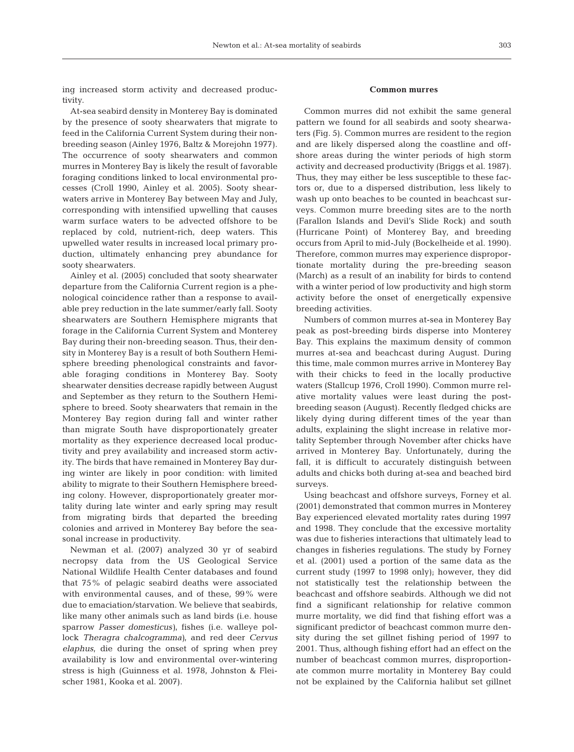ing increased storm activity and decreased productivity.

At-sea seabird density in Monterey Bay is dominated by the presence of sooty shearwaters that migrate to feed in the California Current System during their nonbreeding season (Ainley 1976, Baltz & Morejohn 1977). The occurrence of sooty shearwaters and common murres in Monterey Bay is likely the result of favorable foraging conditions linked to local environmental processes (Croll 1990, Ainley et al. 2005). Sooty shearwaters arrive in Monterey Bay between May and July, corresponding with intensified upwelling that causes warm surface waters to be advected offshore to be replaced by cold, nutrient-rich, deep waters. This upwelled water results in increased local primary production, ultimately enhancing prey abundance for sooty shearwaters.

Ainley et al. (2005) concluded that sooty shearwater departure from the California Current region is a phenological coincidence rather than a response to available prey reduction in the late summer/early fall. Sooty shearwaters are Southern Hemisphere migrants that forage in the California Current System and Monterey Bay during their non-breeding season. Thus, their density in Monterey Bay is a result of both Southern Hemisphere breeding phenological constraints and favorable foraging conditions in Monterey Bay. Sooty shearwater densities decrease rapidly between August and September as they return to the Southern Hemisphere to breed. Sooty shearwaters that remain in the Monterey Bay region during fall and winter rather than migrate South have disproportionately greater mortality as they experience decreased local productivity and prey availability and increased storm activity. The birds that have remained in Monterey Bay during winter are likely in poor condition: with limited ability to migrate to their Southern Hemisphere breeding colony. However, disproportionately greater mortality during late winter and early spring may result from migrating birds that departed the breeding colonies and arrived in Monterey Bay before the seasonal increase in productivity.

Newman et al. (2007) analyzed 30 yr of seabird necropsy data from the US Geological Service National Wildlife Health Center databases and found that 75% of pelagic seabird deaths were associated with environmental causes, and of these, 99% were due to emaciation/starvation. We believe that seabirds, like many other animals such as land birds (i.e. house sparrow *Passer domesticus*), fishes (i.e. walleye pollock *Theragra chalcogramma*), and red deer *Cervus elaphus*, die during the onset of spring when prey availability is low and environmental over-wintering stress is high (Guinness et al. 1978, Johnston & Fleischer 1981, Kooka et al. 2007).

### Common murres

Common murres did not exhibit the same general pattern we found for all seabirds and sooty shearwaters (Fig. 5). Common murres are resident to the region and are likely dispersed along the coastline and offshore areas during the winter periods of high storm activity and decreased productivity (Briggs et al. 1987). Thus, they may either be less susceptible to these factors or, due to a dispersed distribution, less likely to wash up onto beaches to be counted in beachcast surveys. Common murre breeding sites are to the north (Farallon Islands and Devil's Slide Rock) and south (Hurricane Point) of Monterey Bay, and breeding occurs from April to mid-July (Bockelheide et al. 1990). Therefore, common murres may experience disproportionate mortality during the pre-breeding season (March) as a result of an inability for birds to contend with a winter period of low productivity and high storm activity before the onset of energetically expensive breeding activities.

Numbers of common murres at-sea in Monterey Bay peak as post-breeding birds disperse into Monterey Bay. This explains the maximum density of common murres at-sea and beachcast during August. During this time, male common murres arrive in Monterey Bay with their chicks to feed in the locally productive waters (Stallcup 1976, Croll 1990). Common murre relative mortality values were least during the post-breeding season (August). Recently fledged chicks are likely dying during different times of the year than adults, explaining the slight increase in relative mortality September through November after chicks have arrived in Monterey Bay. Unfortunately, during the fall, it is difficult to accurately distinguish between adults and chicks both during at-sea and beached bird surveys.

Using beachcast and offshore surveys, Forney et al. (2001) demonstrated that common murres in Monterey Bay experienced elevated mortality rates during 1997 and 1998. They conclude that the excessive mortality was due to fisheries interactions that ultimately lead to changes in fisheries regulations. The study by Forney et al. (2001) used a portion of the same data as the current study (1997 to 1998 only); however, they did not statistically test the relationship between the beachcast and offshore seabirds. Although we did not find a significant relationship for relative common murre mortality, we did find that fishing effort was a significant predictor of beachcast common murre density during the set gillnet fishing period of 1997 to 2001. Thus, although fishing effort had an effect on the number of beachcast common murres, disproportionate common murre mortality in Monterey Bay could not be explained by the California halibut set gillnet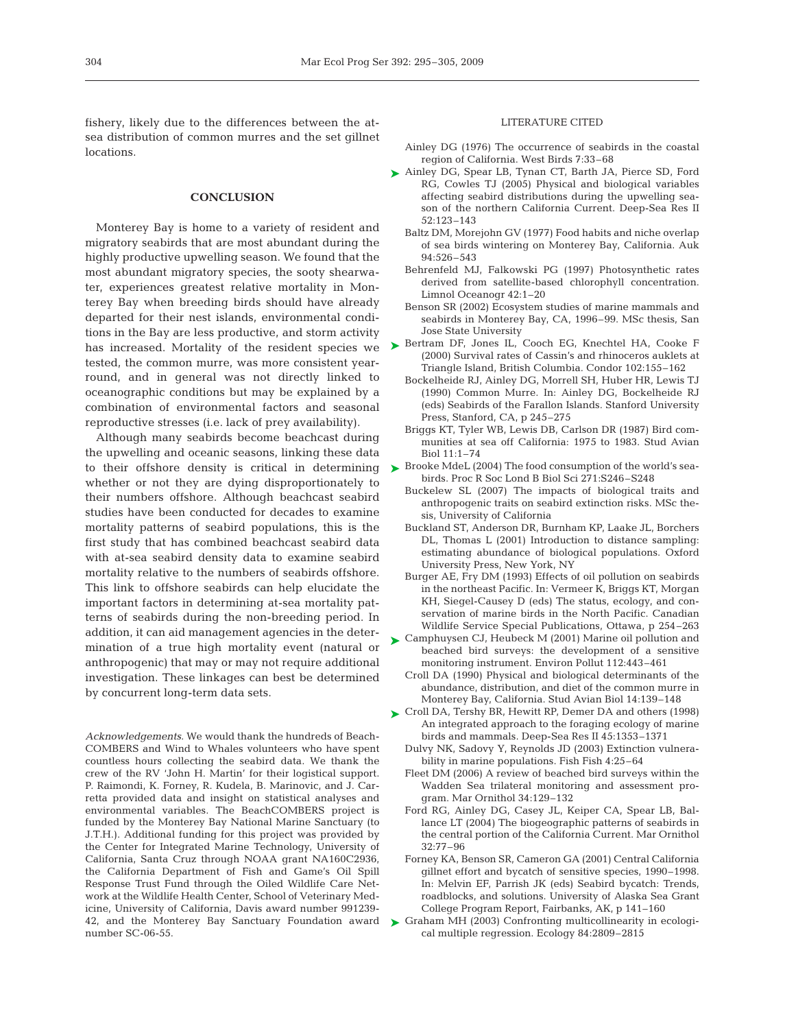fishery, likely due to the differences between the at-sea distribution of common murres and the set gillnet locations.

## CONCLUSION

Monterey Bay is home to a variety of resident and migratory seabirds that are most abundant during the highly productive upwelling season. We found that the most abundant migratory species, the sooty shearwater, experiences greatest relative mortality in Monterey Bay when breeding birds should have already departed for their nest islands, environmental conditions in the Bay are less productive, and storm activity has increased. Mortality of the resident species we tested, the common murre, was more consistent year-round, and in general was not directly linked to oceanographic conditions but may be explained by a combination of environmental factors and seasonal reproductive stresses (i.e. lack of prey availability).

Although many seabirds become beachcast during the upwelling and oceanic seasons, linking these data to their offshore density is critical in determining whether or not they are dying disproportionately to their numbers offshore. Although beachcast seabird studies have been conducted for decades to examine mortality patterns of seabird populations, this is the first study that has combined beachcast seabird data with at-sea seabird density data to examine seabird mortality relative to the numbers of seabirds offshore. This link to offshore seabirds can help elucidate the important factors in determining at-sea mortality patterns of seabirds during the non-breeding period. In addition, it can aid management agencies in the determination of a true high mortality event (natural or anthropogenic) that may or may not require additional investigation. These linkages can best be determined by concurrent long-term data sets.

*Acknowledgements.* We would thank the hundreds of BeachCOMBERS and Wind to Whales volunteers who have spent countless hours collecting the seabird data. We thank the crew of the RV 'John H. Martin' for their logistical support. P. Raimondi, K. Forney, R. Kudela, B. Marinovic, and J. Carretta provided data and insight on statistical analyses and environmental variables. The BeachCOMBERS project is funded by the Monterey Bay National Marine Sanctuary (to J.T.H.). Additional funding for this project was provided by the Center for Integrated Marine Technology, University of California, Santa Cruz through NOAA grant NA160C2936, the California Department of Fish and Game's Oil Spill Response Trust Fund through the Oiled Wildlife Care Network at the Wildlife Health Center, School of Veterinary Medicine, University of California, Davis award number 991239-42, and the Monterey Bay Sanctuary Foundation award number SC-06-55.

## LITERATURE CITED

Ainley DG (1976) The occurrence of seabirds in the coastal region of California. West Birds 7:33–68

Ainley DG, Spear LB, Tynan CT, Barth JA, Pierce SD, Ford RG, Cowles TJ (2005) Physical and biological variables affecting seabird distributions during the upwelling season of the northern California Current. Deep-Sea Res II 52:123–143

Baltz DM, Morejohn GV (1977) Food habits and niche overlap of sea birds wintering on Monterey Bay, California. Auk 94:526–543

Behrenfeld MJ, Falkowski PG (1997) Photosynthetic rates derived from satellite-based chlorophyll concentration. Limnol Oceanogr 42:1–20

Benson SR (2002) Ecosystem studies of marine mammals and seabirds in Monterey Bay, CA, 1996–99. MSc thesis, San Jose State University

Bertram DF, Jones IL, Cooch EG, Knechtel HA, Cooke F (2000) Survival rates of Cassin's and rhinoceros auklets at Triangle Island, British Columbia. Condor 102:155–162

Bockelheide RJ, Ainley DG, Morrell SH, Huber HR, Lewis TJ (1990) Common Murre. In: Ainley DG, Bockelheide RJ (eds) Seabirds of the Farallon Islands. Stanford University Press, Stanford, CA, p 245–275

Briggs KT, Tyler WB, Lewis DB, Carlson DR (1987) Bird communities at sea off California: 1975 to 1983. Stud Avian Biol 11:1–74

Brooke MdeL (2004) The food consumption of the world's seabirds. Proc R Soc Lond B Biol Sci 271:S246–S248

Buckelew SL (2007) The impacts of biological traits and anthropogenic traits on seabird extinction risks. MSc thesis, University of California

Buckland ST, Anderson DR, Burnham KP, Laake JL, Borchers DL, Thomas L (2001) Introduction to distance sampling: estimating abundance of biological populations. Oxford University Press, New York, NY

Burger AE, Fry DM (1993) Effects of oil pollution on seabirds in the northeast Pacific. In: Vermeer K, Briggs KT, Morgan KH, Siegel-Causey D (eds) The status, ecology, and conservation of marine birds in the North Pacific. Canadian Wildlife Service Special Publications, Ottawa, p 254–263

Camphuysen CJ, Heubeck M (2001) Marine oil pollution and beached bird surveys: the development of a sensitive monitoring instrument. Environ Pollut 112:443–461

Croll DA (1990) Physical and biological determinants of the abundance, distribution, and diet of the common murre in Monterey Bay, California. Stud Avian Biol 14:139–148

Croll DA, Tershy BR, Hewitt RP, Demer DA and others (1998) An integrated approach to the foraging ecology of marine birds and mammals. Deep-Sea Res II 45:1353–1371

Dulvy NK, Sadovy Y, Reynolds JD (2003) Extinction vulnerability in marine populations. Fish Fish 4:25–64

Fleet DM (2006) A review of beached bird surveys within the Wadden Sea trilateral monitoring and assessment program. Mar Ornithol 34:129–132

Ford RG, Ainley DG, Casey JL, Keiper CA, Spear LB, Ballance LT (2004) The biogeographic patterns of seabirds in the central portion of the California Current. Mar Ornithol 32:77–96

Forney KA, Benson SR, Cameron GA (2001) Central California gillnet effort and bycatch of sensitive species, 1990–1998. In: Melvin EF, Parrish JK (eds) Seabird bycatch: Trends, roadblocks, and solutions. University of Alaska Sea Grant College Program Report, Fairbanks, AK, p 141–160

Graham MH (2003) Confronting multicollinearity in ecological multiple regression. Ecology 84:2809–2815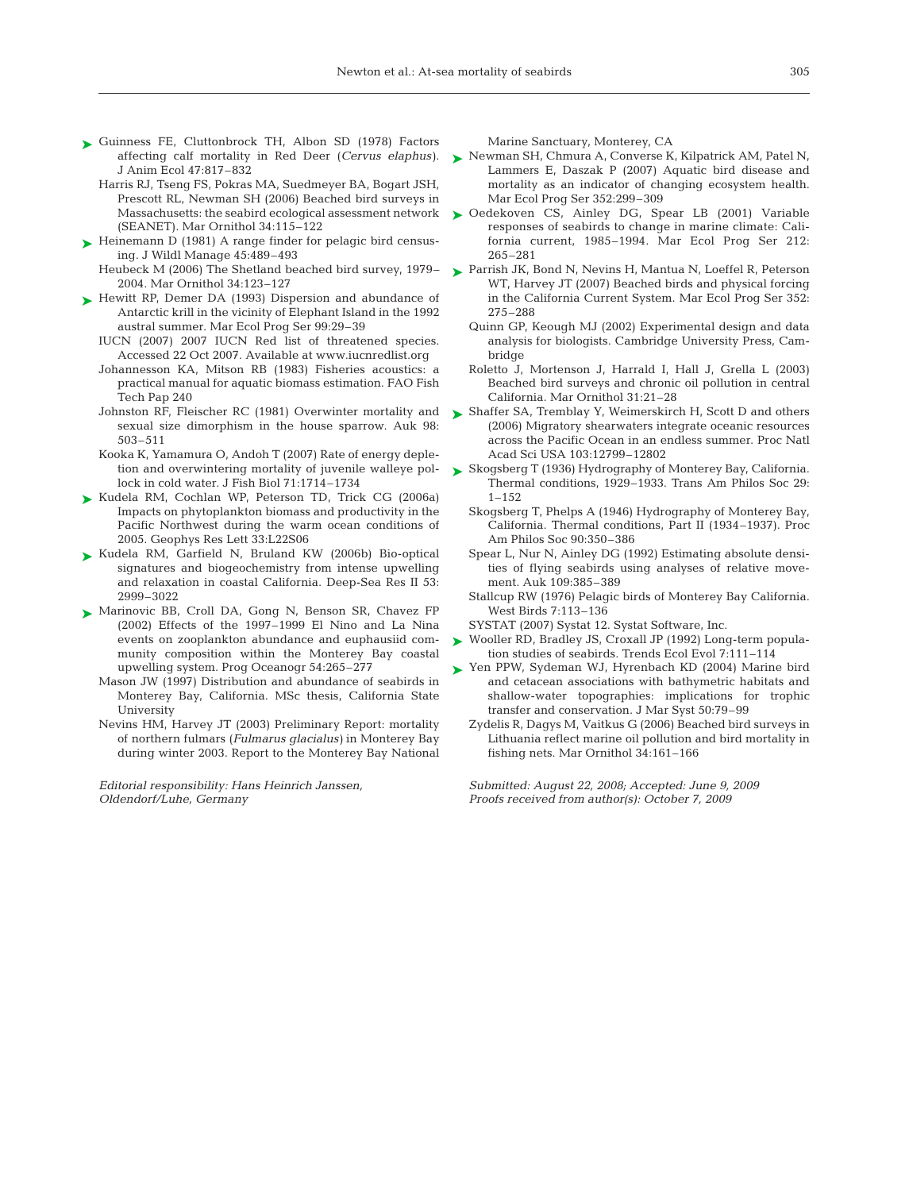Guinness FE, Cluttonbrock TH, Albon SD (1978) Factors affecting calf mortality in Red Deer (*Cervus elaphus*). J Anim Ecol 47:817–832

Harris RJ, Tseng FS, Pokras MA, Suedmeyer BA, Bogart JSH, Prescott RL, Newman SH (2006) Beached bird surveys in Massachusetts: the seabird ecological assessment network (SEANET). Mar Ornithol 34:115–122

Heinemann D (1981) A range finder for pelagic bird censusing. J Wildl Manage 45:489–493

Heubeck M (2006) The Shetland beached bird survey, 1979–2004. Mar Ornithol 34:123–127

Hewitt RP, Demer DA (1993) Dispersion and abundance of Antarctic krill in the vicinity of Elephant Island in the 1992 austral summer. Mar Ecol Prog Ser 99:29–39

IUCN (2007) 2007 IUCN Red list of threatened species. Accessed 22 Oct 2007. Available at www.iucnredlist.org

Johannesson KA, Mitson RB (1983) Fisheries acoustics: a practical manual for aquatic biomass estimation. FAO Fish Tech Pap 240

Johnston RF, Fleischer RC (1981) Overwinter mortality and sexual size dimorphism in the house sparrow. Auk 98: 503–511

Kooka K, Yamamura O, Andoh T (2007) Rate of energy depletion and overwintering mortality of juvenile walleye pollock in cold water. J Fish Biol 71:1714–1734

Kudela RM, Cochlan WP, Peterson TD, Trick CG (2006a) Impacts on phytoplankton biomass and productivity in the Pacific Northwest during the warm ocean conditions of 2005. Geophys Res Lett 33:L22S06

Kudela RM, Garfield N, Bruland KW (2006b) Bio-optical signatures and biogeochemistry from intense upwelling and relaxation in coastal California. Deep-Sea Res II 53: 2999–3022

Marinovic BB, Croll DA, Gong N, Benson SR, Chavez FP (2002) Effects of the 1997–1999 El Nino and La Nina events on zooplankton abundance and euphausiid community composition within the Monterey Bay coastal upwelling system. Prog Oceanogr 54:265–277

Mason JW (1997) Distribution and abundance of seabirds in Monterey Bay, California. MSc thesis, California State University

Nevins HM, Harvey JT (2003) Preliminary Report: mortality of northern fulmars (*Fulmarus glacialus*) in Monterey Bay during winter 2003. Report to the Monterey Bay National Marine Sanctuary, Monterey, CA

Newman SH, Chmura A, Converse K, Kilpatrick AM, Patel N, Lammers E, Daszak P (2007) Aquatic bird disease and mortality as an indicator of changing ecosystem health. Mar Ecol Prog Ser 352:299–309

Oedekoven CS, Ainley DG, Spear LB (2001) Variable responses of seabirds to change in marine climate: California current, 1985–1994. Mar Ecol Prog Ser 212: 265–281

Parrish JK, Bond N, Nevins H, Mantua N, Loeffel R, Peterson WT, Harvey JT (2007) Beached birds and physical forcing in the California Current System. Mar Ecol Prog Ser 352: 275–288

Quinn GP, Keough MJ (2002) Experimental design and data analysis for biologists. Cambridge University Press, Cambridge

Roletto J, Mortenson J, Harrald I, Hall J, Grella L (2003) Beached bird surveys and chronic oil pollution in central California. Mar Ornithol 31:21–28

Shaffer SA, Tremblay Y, Weimerskirch H, Scott D and others (2006) Migratory shearwaters integrate oceanic resources across the Pacific Ocean in an endless summer. Proc Natl Acad Sci USA 103:12799–12802

Skogsberg T (1936) Hydrography of Monterey Bay, California. Thermal conditions, 1929–1933. Trans Am Philos Soc 29: 1–152

Skogsberg T, Phelps A (1946) Hydrography of Monterey Bay, California. Thermal conditions, Part II (1934–1937). Proc Am Philos Soc 90:350–386

Spear L, Nur N, Ainley DG (1992) Estimating absolute densities of flying seabirds using analyses of relative movement. Auk 109:385–389

Stallcup RW (1976) Pelagic birds of Monterey Bay California. West Birds 7:113–136

SYSTAT (2007) Systat 12. Systat Software, Inc.

Wooller RD, Bradley JS, Croxall JP (1992) Long-term population studies of seabirds. Trends Ecol Evol 7:111–114

Yen PPW, Sydeman WJ, Hyrenbach KD (2004) Marine bird and cetacean associations with bathymetric habitats and shallow-water topographies: implications for trophic transfer and conservation. J Mar Syst 50:79–99

Zydelis R, Dagys M, Vaitkus G (2006) Beached bird surveys in Lithuania reflect marine oil pollution and bird mortality in fishing nets. Mar Ornithol 34:161–166

*Editorial responsibility: Hans Heinrich Janssen, Oldendorf/Luhe, Germany*

*Submitted: August 22, 2008; Accepted: June 9, 2009*
*Proofs received from author(s): October 7, 2009*